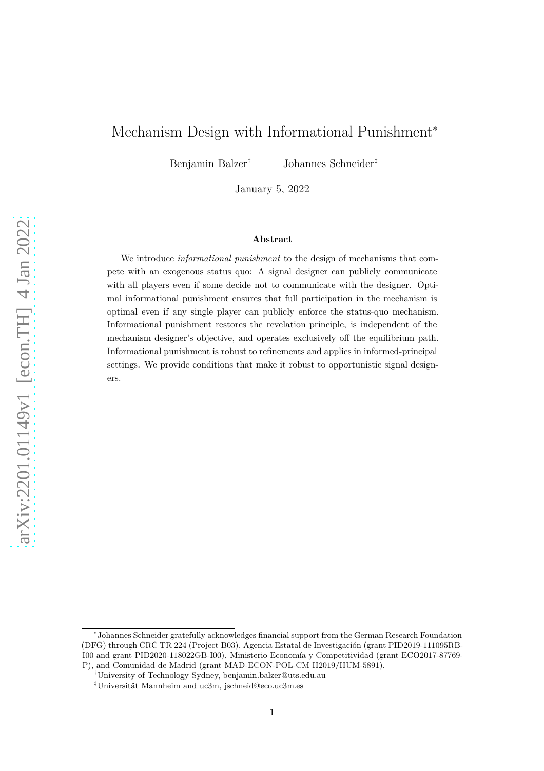# Mechanism Design with Informational Punishment*

Benjamin Balzer[†] Johannes Schneider[‡]

January 5, 2022

### Abstract

We introduce *informational punishment* to the design of mechanisms that compete with an exogenous status quo: A signal designer can publicly communicate with all players even if some decide not to communicate with the designer. Optimal informational punishment ensures that full participation in the mechanism is optimal even if any single player can publicly enforce the status-quo mechanism. Informational punishment restores the revelation principle, is independent of the mechanism designer's objective, and operates exclusively off the equilibrium path. Informational punishment is robust to refinements and applies in informed-principal settings. We provide conditions that make it robust to opportunistic signal designers.

---

*Johannes Schneider gratefully acknowledges financial support from the German Research Foundation (DFG) through CRC TR 224 (Project B03), Agencia Estatal de Investigación (grant PID2019-111095RB-I00 and grant PID2020-118022GB-I00), Ministerio Economía y Competitividad (grant ECO2017-87769-P), and Comunidad de Madrid (grant MAD-ECON-POL-CM H2019/HUM-5891).

[†]University of Technology Sydney, benjamin.balzer@uts.edu.au

[‡]Universität Mannheim and uc3m, jschneid@eco.uc3m.es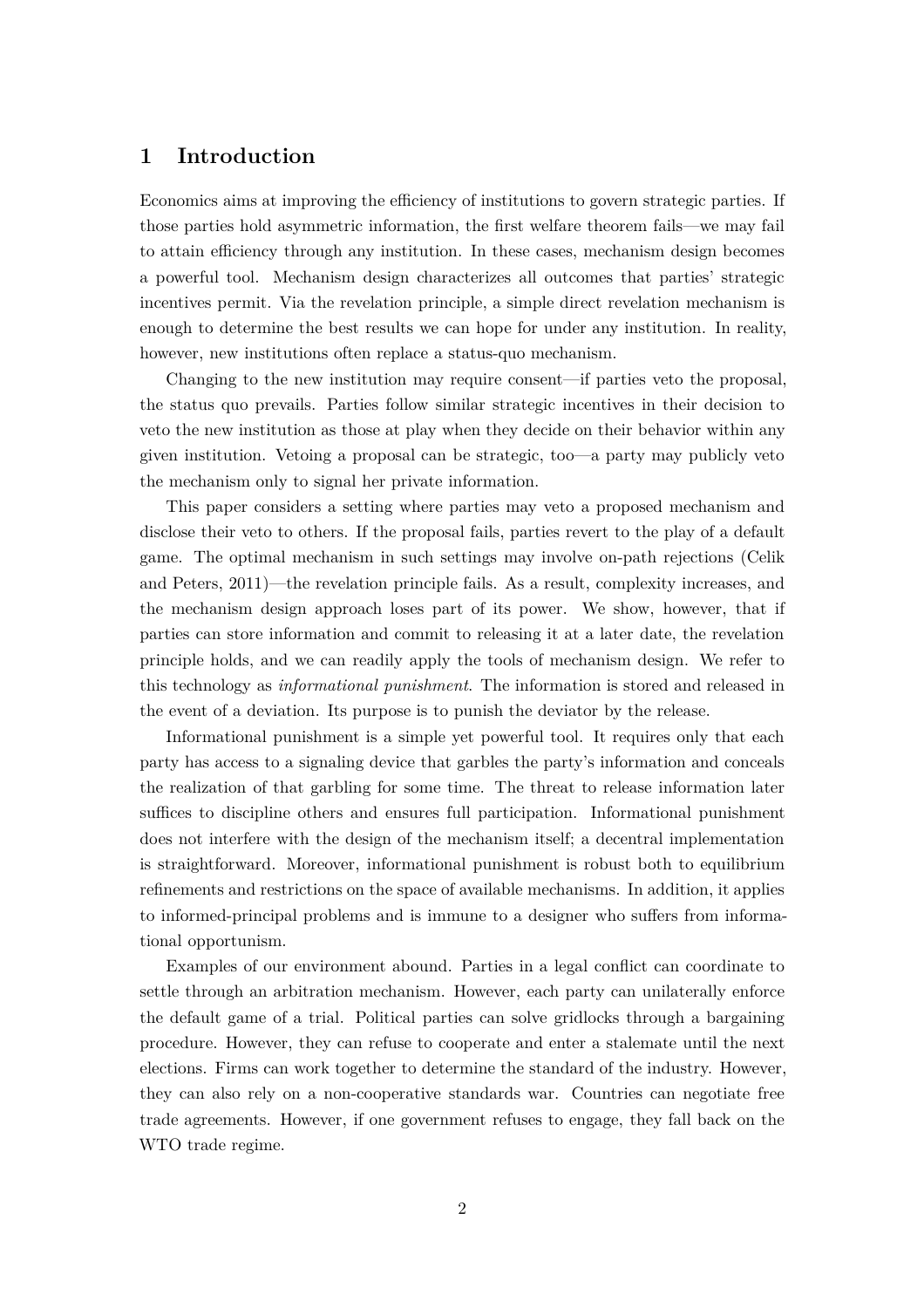# 1 Introduction

Economics aims at improving the efficiency of institutions to govern strategic parties. If those parties hold asymmetric information, the first welfare theorem fails—we may fail to attain efficiency through any institution. In these cases, mechanism design becomes a powerful tool. Mechanism design characterizes all outcomes that parties' strategic incentives permit. Via the revelation principle, a simple direct revelation mechanism is enough to determine the best results we can hope for under any institution. In reality, however, new institutions often replace a status-quo mechanism.

Changing to the new institution may require consent—if parties veto the proposal, the status quo prevails. Parties follow similar strategic incentives in their decision to veto the new institution as those at play when they decide on their behavior within any given institution. Vetoing a proposal can be strategic, too—a party may publicly veto the mechanism only to signal her private information.

This paper considers a setting where parties may veto a proposed mechanism and disclose their veto to others. If the proposal fails, parties revert to the play of a default game. The optimal mechanism in such settings may involve on-path rejections (Celik and Peters, 2011)—the revelation principle fails. As a result, complexity increases, and the mechanism design approach loses part of its power. We show, however, that if parties can store information and commit to releasing it at a later date, the revelation principle holds, and we can readily apply the tools of mechanism design. We refer to this technology as *informational punishment*. The information is stored and released in the event of a deviation. Its purpose is to punish the deviator by the release.

Informational punishment is a simple yet powerful tool. It requires only that each party has access to a signaling device that garbles the party's information and conceals the realization of that garbling for some time. The threat to release information later suffices to discipline others and ensures full participation. Informational punishment does not interfere with the design of the mechanism itself; a decentral implementation is straightforward. Moreover, informational punishment is robust both to equilibrium refinements and restrictions on the space of available mechanisms. In addition, it applies to informed-principal problems and is immune to a designer who suffers from informational opportunism.

Examples of our environment abound. Parties in a legal conflict can coordinate to settle through an arbitration mechanism. However, each party can unilaterally enforce the default game of a trial. Political parties can solve gridlocks through a bargaining procedure. However, they can refuse to cooperate and enter a stalemate until the next elections. Firms can work together to determine the standard of the industry. However, they can also rely on a non-cooperative standards war. Countries can negotiate free trade agreements. However, if one government refuses to engage, they fall back on the WTO trade regime.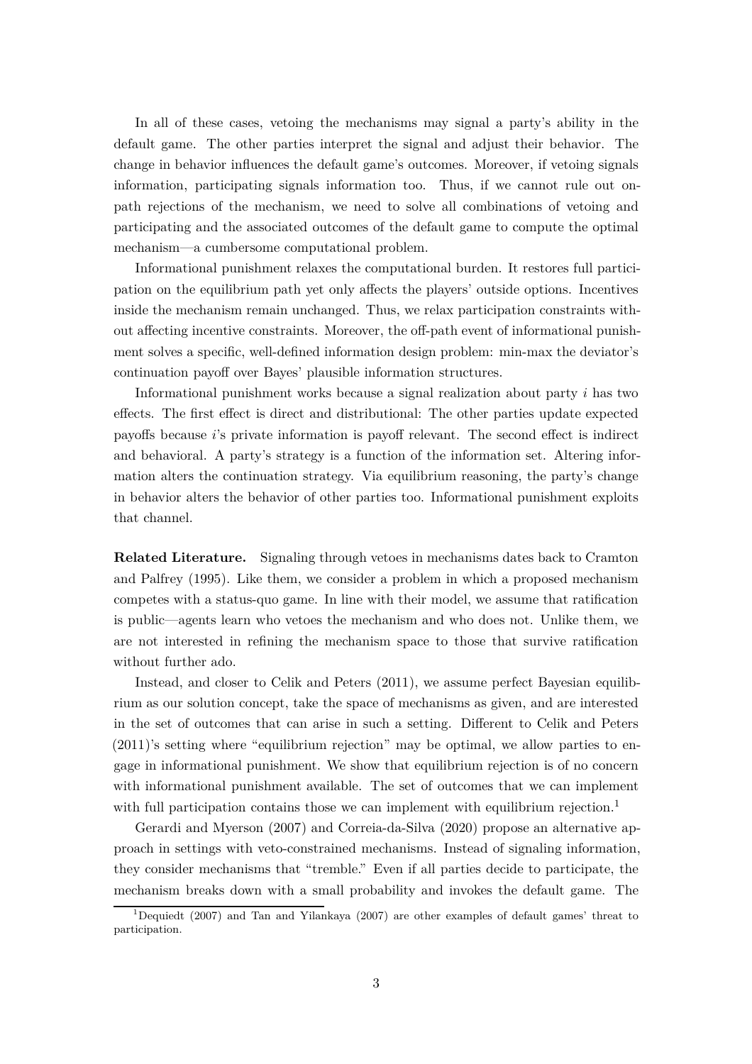In all of these cases, vetoing the mechanisms may signal a party's ability in the default game. The other parties interpret the signal and adjust their behavior. The change in behavior influences the default game's outcomes. Moreover, if vetoing signals information, participating signals information too. Thus, if we cannot rule out on-path rejections of the mechanism, we need to solve all combinations of vetoing and participating and the associated outcomes of the default game to compute the optimal mechanism—a cumbersome computational problem.

Informational punishment relaxes the computational burden. It restores full participation on the equilibrium path yet only affects the players' outside options. Incentives inside the mechanism remain unchanged. Thus, we relax participation constraints without affecting incentive constraints. Moreover, the off-path event of informational punishment solves a specific, well-defined information design problem: min-max the deviator's continuation payoff over Bayes' plausible information structures.

Informational punishment works because a signal realization about party $i$ has two effects. The first effect is direct and distributional: The other parties update expected payoffs because $i$'s private information is payoff relevant. The second effect is indirect and behavioral. A party's strategy is a function of the information set. Altering information alters the continuation strategy. Via equilibrium reasoning, the party's change in behavior alters the behavior of other parties too. Informational punishment exploits that channel.

**Related Literature.** Signaling through vetoes in mechanisms dates back to Cramton and Palfrey (1995). Like them, we consider a problem in which a proposed mechanism competes with a status-quo game. In line with their model, we assume that ratification is public—agents learn who vetoes the mechanism and who does not. Unlike them, we are not interested in refining the mechanism space to those that survive ratification without further ado.

Instead, and closer to Celik and Peters (2011), we assume perfect Bayesian equilibrium as our solution concept, take the space of mechanisms as given, and are interested in the set of outcomes that can arise in such a setting. Different to Celik and Peters (2011)'s setting where "equilibrium rejection" may be optimal, we allow parties to engage in informational punishment. We show that equilibrium rejection is of no concern with informational punishment available. The set of outcomes that we can implement with full participation contains those we can implement with equilibrium rejection.[1]

Gerardi and Myerson (2007) and Correia-da-Silva (2020) propose an alternative approach in settings with veto-constrained mechanisms. Instead of signaling information, they consider mechanisms that "tremble." Even if all parties decide to participate, the mechanism breaks down with a small probability and invokes the default game. The

[1] Dequiedt (2007) and Tan and Yilankaya (2007) are other examples of default games' threat to participation.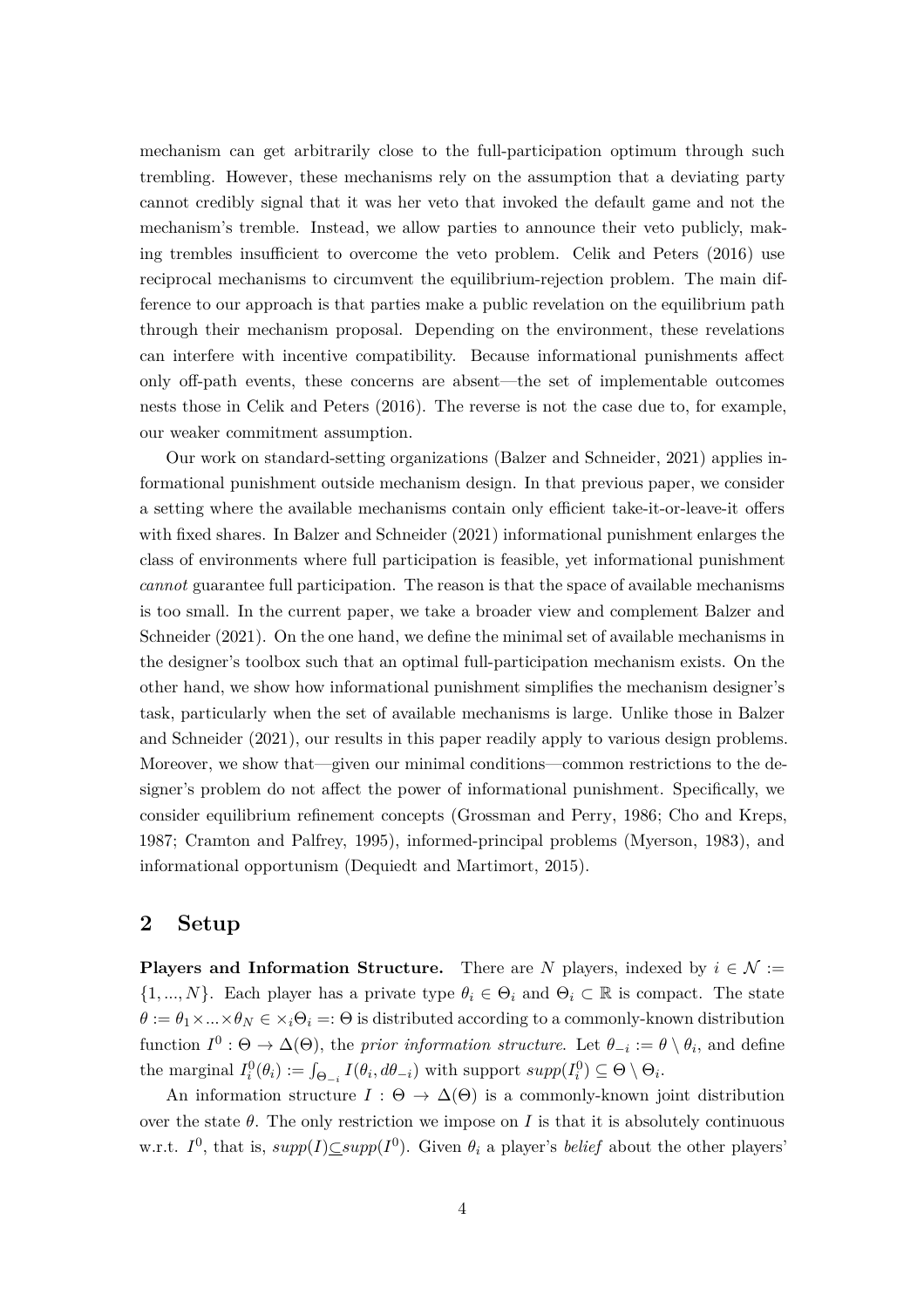mechanism can get arbitrarily close to the full-participation optimum through such trembling. However, these mechanisms rely on the assumption that a deviating party cannot credibly signal that it was her veto that invoked the default game and not the mechanism's tremble. Instead, we allow parties to announce their veto publicly, making trembles insufficient to overcome the veto problem. Celik and Peters (2016) use reciprocal mechanisms to circumvent the equilibrium-rejection problem. The main difference to our approach is that parties make a public revelation on the equilibrium path through their mechanism proposal. Depending on the environment, these revelations can interfere with incentive compatibility. Because informational punishments affect only off-path events, these concerns are absent—the set of implementable outcomes nests those in Celik and Peters (2016). The reverse is not the case due to, for example, our weaker commitment assumption.

Our work on standard-setting organizations (Balzer and Schneider, 2021) applies informational punishment outside mechanism design. In that previous paper, we consider a setting where the available mechanisms contain only efficient take-it-or-leave-it offers with fixed shares. In Balzer and Schneider (2021) informational punishment enlarges the class of environments where full participation is feasible, yet informational punishment *cannot* guarantee full participation. The reason is that the space of available mechanisms is too small. In the current paper, we take a broader view and complement Balzer and Schneider (2021). On the one hand, we define the minimal set of available mechanisms in the designer's toolbox such that an optimal full-participation mechanism exists. On the other hand, we show how informational punishment simplifies the mechanism designer's task, particularly when the set of available mechanisms is large. Unlike those in Balzer and Schneider (2021), our results in this paper readily apply to various design problems. Moreover, we show that—given our minimal conditions—common restrictions to the designer's problem do not affect the power of informational punishment. Specifically, we consider equilibrium refinement concepts (Grossman and Perry, 1986; Cho and Kreps, 1987; Cramton and Palfrey, 1995), informed-principal problems (Myerson, 1983), and informational opportunism (Dequiedt and Martimort, 2015).

## 2 Setup

**Players and Information Structure.** There are $N$ players, indexed by $i \in \mathcal{N} := \{1, ..., N\}$. Each player has a private type $\theta_i \in \Theta_i$ and $\Theta_i \subset \mathbb{R}$ is compact. The state $\theta := \theta_1 \times ... \times \theta_N \in \times_i \Theta_i =: \Theta$ is distributed according to a commonly-known distribution function $I^0 : \Theta \to \Delta(\Theta)$, the *prior information structure*. Let $\theta_{-i} := \theta \setminus \theta_i$, and define the marginal $I^0_i(\theta_i) := \int_{\Theta_{-i}} I(\theta_i, d\theta_{-i})$ with support $supp(I^0_i) \subseteq \Theta \setminus \Theta_i$.

An information structure $I : \Theta \to \Delta(\Theta)$ is a commonly-known joint distribution over the state $\theta$. The only restriction we impose on $I$ is that it is absolutely continuous w.r.t. $I^0$, that is, $supp(I) \subseteq supp(I^0)$. Given $\theta_i$ a player's *belief* about the other players'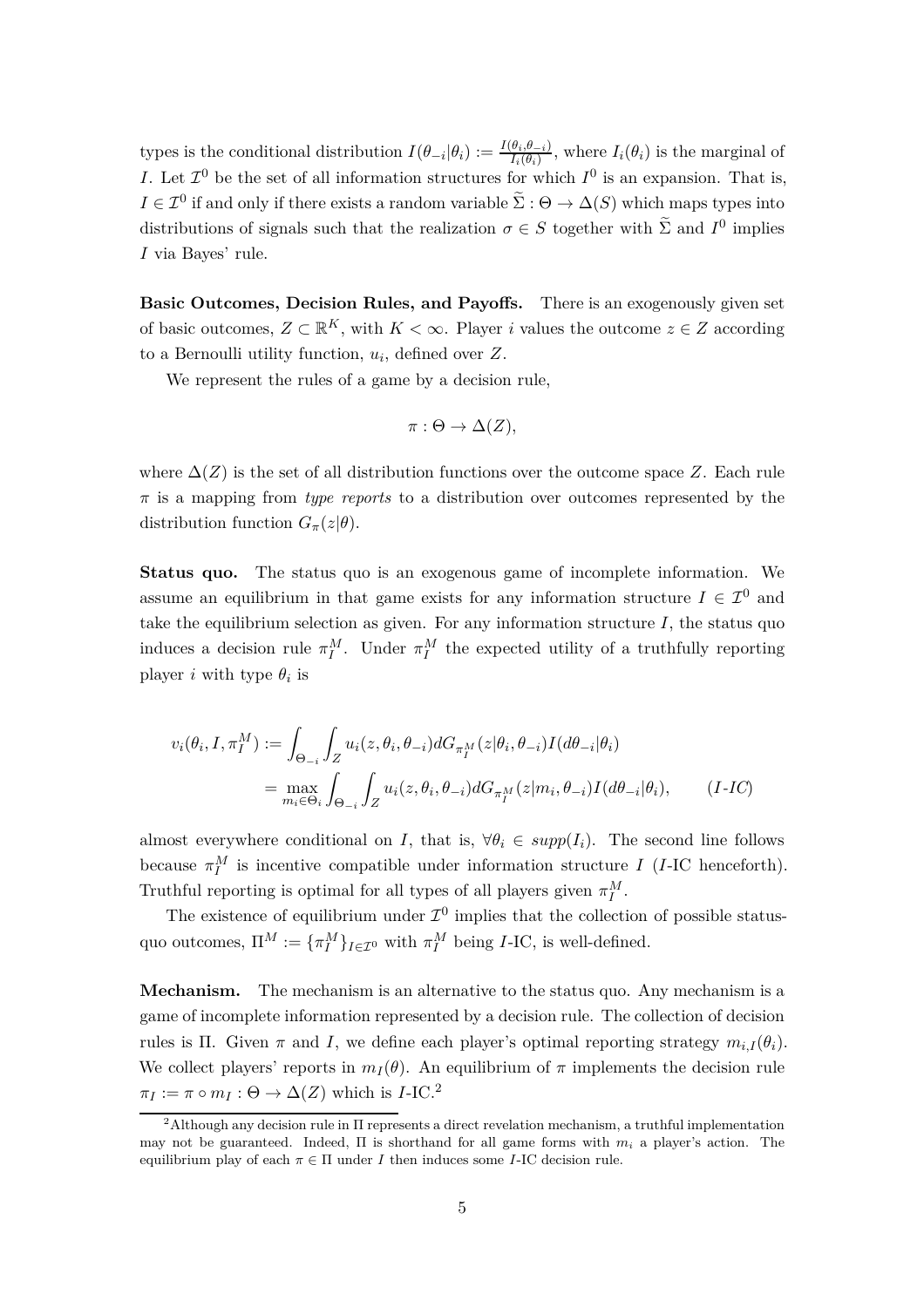types is the conditional distribution $I(\theta_{-i}|\theta_i) := \frac{I(\theta_i, \theta_{-i})}{I_i(\theta_i)}$, where $I_i(\theta_i)$ is the marginal of $I$. Let $\mathcal{I}^0$ be the set of all information structures for which $I^0$ is an expansion. That is, $I \in \mathcal{I}^0$ if and only if there exists a random variable $\widetilde{\Sigma} : \Theta \to \Delta(S)$ which maps types into distributions of signals such that the realization $\sigma \in S$ together with $\widetilde{\Sigma}$ and $I^0$ implies $I$ via Bayes' rule.

**Basic Outcomes, Decision Rules, and Payoffs.** There is an exogenously given set of basic outcomes, $Z \subset \mathbb{R}^K$, with $K < \infty$. Player $i$ values the outcome $z \in Z$ according to a Bernoulli utility function, $u_i$, defined over $Z$.

We represent the rules of a game by a decision rule,

$$\pi : \Theta \to \Delta(Z),$$

where $\Delta(Z)$ is the set of all distribution functions over the outcome space $Z$. Each rule $\pi$ is a mapping from *type reports* to a distribution over outcomes represented by the distribution function $G_\pi(z|\theta)$.

**Status quo.** The status quo is an exogenous game of incomplete information. We assume an equilibrium in that game exists for any information structure $I \in \mathcal{I}^0$ and take the equilibrium selection as given. For any information structure $I$, the status quo induces a decision rule $\pi_I^M$. Under $\pi_I^M$ the expected utility of a truthfully reporting player $i$ with type $\theta_i$ is

$$\begin{aligned} v_i(\theta_i, I, \pi_I^M) &:= \int_{\Theta_{-i}} \int_Z u_i(z, \theta_i, \theta_{-i}) dG_{\pi_I^M}(z|\theta_i, \theta_{-i}) I(d\theta_{-i}|\theta_i) \\ &= \max_{m_i \in \Theta_i} \int_{\Theta_{-i}} \int_Z u_i(z, \theta_i, \theta_{-i}) dG_{\pi_I^M}(z|m_i, \theta_{-i}) I(d\theta_{-i}|\theta_i), \qquad (I\text{-}IC) \end{aligned}$$

almost everywhere conditional on $I$, that is, $\forall \theta_i \in supp(I_i)$. The second line follows because $\pi_I^M$ is incentive compatible under information structure $I$ ($I$-IC henceforth). Truthful reporting is optimal for all types of all players given $\pi_I^M$.

The existence of equilibrium under $\mathcal{I}^0$ implies that the collection of possible status-quo outcomes, $\Pi^M := \{\pi_I^M\}_{I \in \mathcal{I}^0}$ with $\pi_I^M$ being $I$-IC, is well-defined.

**Mechanism.** The mechanism is an alternative to the status quo. Any mechanism is a game of incomplete information represented by a decision rule. The collection of decision rules is $\Pi$. Given $\pi$ and $I$, we define each player's optimal reporting strategy $m_{i,I}(\theta_i)$. We collect players' reports in $m_I(\theta)$. An equilibrium of $\pi$ implements the decision rule $\pi_I := \pi \circ m_I : \Theta \to \Delta(Z)$ which is $I$-IC.[2]

[2] Although any decision rule in $\Pi$ represents a direct revelation mechanism, a truthful implementation may not be guaranteed. Indeed, $\Pi$ is shorthand for all game forms with $m_i$ a player's action. The equilibrium play of each $\pi \in \Pi$ under $I$ then induces some $I$-IC decision rule.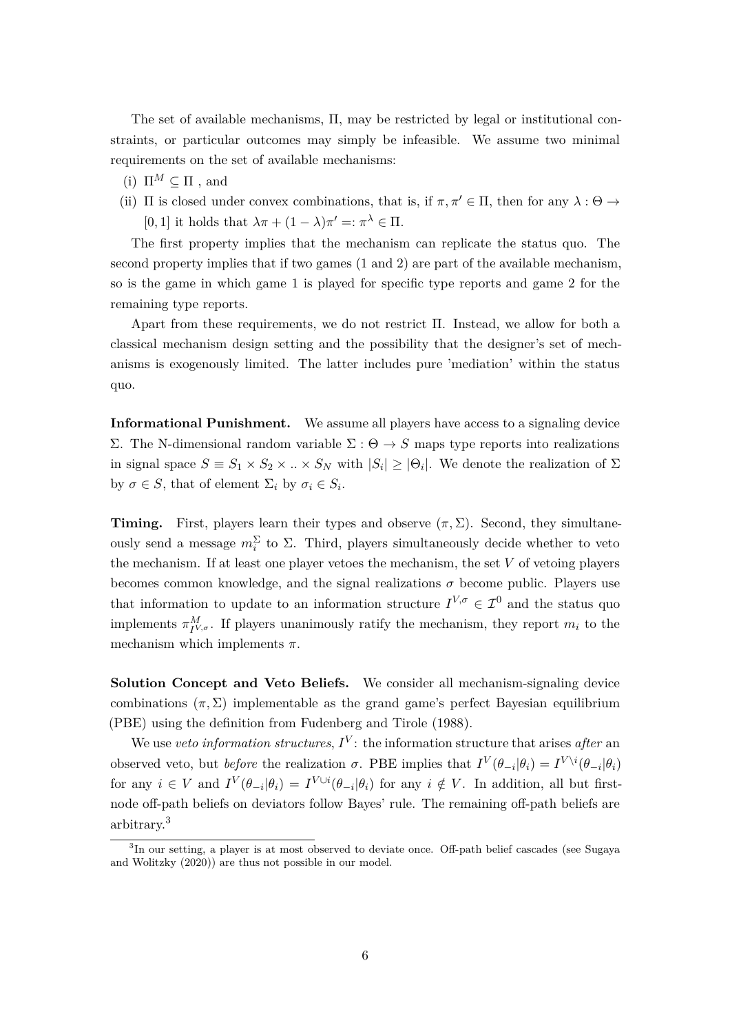The set of available mechanisms, $\Pi$, may be restricted by legal or institutional constraints, or particular outcomes may simply be infeasible. We assume two minimal requirements on the set of available mechanisms:

(i) $\Pi^M \subseteq \Pi$ , and

(ii) $\Pi$ is closed under convex combinations, that is, if $\pi, \pi' \in \Pi$, then for any $\lambda : \Theta \to [0,1]$ it holds that $\lambda\pi + (1-\lambda)\pi' =: \pi^\lambda \in \Pi$.

The first property implies that the mechanism can replicate the status quo. The second property implies that if two games (1 and 2) are part of the available mechanism, so is the game in which game 1 is played for specific type reports and game 2 for the remaining type reports.

Apart from these requirements, we do not restrict $\Pi$. Instead, we allow for both a classical mechanism design setting and the possibility that the designer's set of mechanisms is exogenously limited. The latter includes pure 'mediation' within the status quo.

**Informational Punishment.** We assume all players have access to a signaling device $\Sigma$. The N-dimensional random variable $\Sigma : \Theta \to S$ maps type reports into realizations in signal space $S \equiv S_1 \times S_2 \times .. \times S_N$ with $|S_i| \geq |\Theta_i|$. We denote the realization of $\Sigma$ by $\sigma \in S$, that of element $\Sigma_i$ by $\sigma_i \in S_i$.

**Timing.** First, players learn their types and observe $(\pi, \Sigma)$. Second, they simultaneously send a message $m_i^\Sigma$ to $\Sigma$. Third, players simultaneously decide whether to veto the mechanism. If at least one player vetoes the mechanism, the set $V$ of vetoing players becomes common knowledge, and the signal realizations $\sigma$ become public. Players use that information to update to an information structure $I^{V,\sigma} \in \mathcal{I}^0$ and the status quo implements $\pi^M_{I^{V,\sigma}}$. If players unanimously ratify the mechanism, they report $m_i$ to the mechanism which implements $\pi$.

**Solution Concept and Veto Beliefs.** We consider all mechanism-signaling device combinations $(\pi, \Sigma)$ implementable as the grand game's perfect Bayesian equilibrium (PBE) using the definition from Fudenberg and Tirole (1988).

We use *veto information structures*, $I^V$: the information structure that arises *after* an observed veto, but *before* the realization $\sigma$. PBE implies that $I^V(\theta_{-i}|\theta_i) = I^{V \setminus i}(\theta_{-i}|\theta_i)$ for any $i \in V$ and $I^V(\theta_{-i}|\theta_i) = I^{V \cup i}(\theta_{-i}|\theta_i)$ for any $i \notin V$. In addition, all but first-node off-path beliefs on deviators follow Bayes' rule. The remaining off-path beliefs are arbitrary.[3]

[3]In our setting, a player is at most observed to deviate once. Off-path belief cascades (see Sugaya and Wolitzky (2020)) are thus not possible in our model.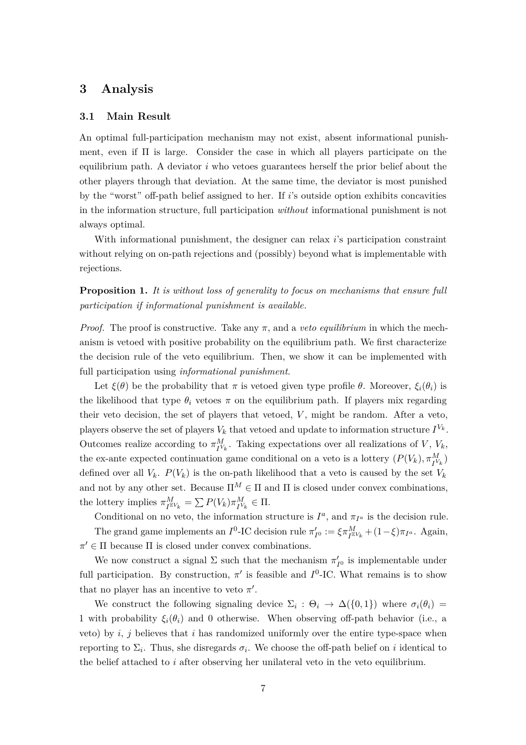# 3 Analysis

## 3.1 Main Result

An optimal full-participation mechanism may not exist, absent informational punishment, even if $\Pi$ is large. Consider the case in which all players participate on the equilibrium path. A deviator $i$ who vetoes guarantees herself the prior belief about the other players through that deviation. At the same time, the deviator is most punished by the "worst" off-path belief assigned to her. If $i$'s outside option exhibits concavities in the information structure, full participation *without* informational punishment is not always optimal.

With informational punishment, the designer can relax $i$'s participation constraint without relying on on-path rejections and (possibly) beyond what is implementable with rejections.

**Proposition 1.** *It is without loss of generality to focus on mechanisms that ensure full participation if informational punishment is available.*

*Proof.* The proof is constructive. Take any $\pi$, and a *veto equilibrium* in which the mechanism is vetoed with positive probability on the equilibrium path. We first characterize the decision rule of the veto equilibrium. Then, we show it can be implemented with full participation using *informational punishment*.

Let $\xi(\theta)$ be the probability that $\pi$ is vetoed given type profile $\theta$. Moreover, $\xi_i(\theta_i)$ is the likelihood that type $\theta_i$ vetoes $\pi$ on the equilibrium path. If players mix regarding their veto decision, the set of players that vetoed, $V$, might be random. After a veto, players observe the set of players $V_k$ that vetoed and update to information structure $I^{V_k}$. Outcomes realize according to $\pi^M_{I^{V_k}}$. Taking expectations over all realizations of $V$, $V_k$, the ex-ante expected continuation game conditional on a veto is a lottery $(P(V_k), \pi^M_{I^{V_k}})$ defined over all $V_k$. $P(V_k)$ is the on-path likelihood that a veto is caused by the set $V_k$ and not by any other set. Because $\Pi^M \in \Pi$ and $\Pi$ is closed under convex combinations, the lottery implies $\pi^M_{I^{\mathbb{E}V_k}} = \sum P(V_k)\pi^M_{I^{V_k}} \in \Pi$.

Conditional on no veto, the information structure is $I^a$, and $\pi_{I^a}$ is the decision rule.

The grand game implements an $I^0$-IC decision rule $\pi'_{I^0} := \xi\pi^M_{I^{\mathbb{E}V_k}} + (1-\xi)\pi_{I^a}$. Again, $\pi' \in \Pi$ because $\Pi$ is closed under convex combinations.

We now construct a signal $\Sigma$ such that the mechanism $\pi'_{I^0}$ is implementable under full participation. By construction, $\pi'$ is feasible and $I^0$-IC. What remains is to show that no player has an incentive to veto $\pi'$.

We construct the following signaling device $\Sigma_i : \Theta_i \to \Delta(\{0,1\})$ where $\sigma_i(\theta_i) = 1$ with probability $\xi_i(\theta_i)$ and 0 otherwise. When observing off-path behavior (i.e., a veto) by $i$, $j$ believes that $i$ has randomized uniformly over the entire type-space when reporting to $\Sigma_i$. Thus, she disregards $\sigma_i$. We choose the off-path belief on $i$ identical to the belief attached to $i$ after observing her unilateral veto in the veto equilibrium.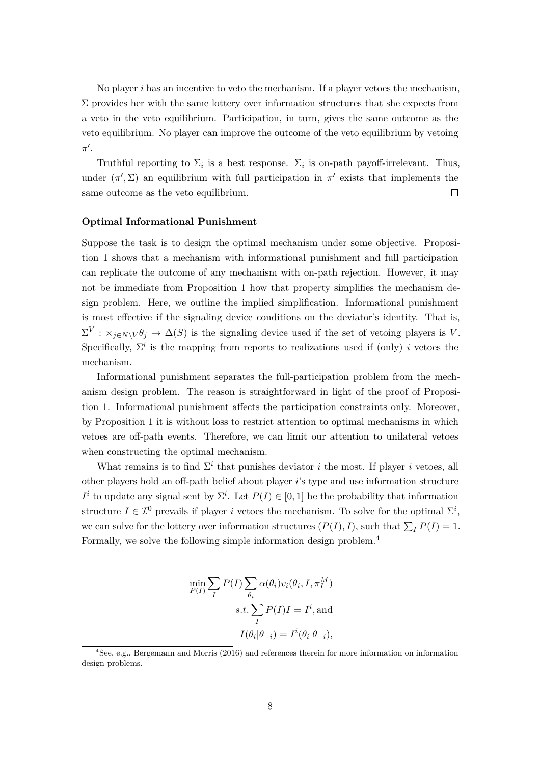No player $i$ has an incentive to veto the mechanism. If a player vetoes the mechanism, $\Sigma$ provides her with the same lottery over information structures that she expects from a veto in the veto equilibrium. Participation, in turn, gives the same outcome as the veto equilibrium. No player can improve the outcome of the veto equilibrium by vetoing $\pi'$.

Truthful reporting to $\Sigma_i$ is a best response. $\Sigma_i$ is on-path payoff-irrelevant. Thus, under $(\pi', \Sigma)$ an equilibrium with full participation in $\pi'$ exists that implements the same outcome as the veto equilibrium. $\square$

**Optimal Informational Punishment**

Suppose the task is to design the optimal mechanism under some objective. Proposition 1 shows that a mechanism with informational punishment and full participation can replicate the outcome of any mechanism with on-path rejection. However, it may not be immediate from Proposition 1 how that property simplifies the mechanism design problem. Here, we outline the implied simplification. Informational punishment is most effective if the signaling device conditions on the deviator's identity. That is, $\Sigma^V : \times_{j \in N \setminus V} \theta_j \to \Delta(S)$ is the signaling device used if the set of vetoing players is $V$. Specifically, $\Sigma^i$ is the mapping from reports to realizations used if (only) $i$ vetoes the mechanism.

Informational punishment separates the full-participation problem from the mechanism design problem. The reason is straightforward in light of the proof of Proposition 1. Informational punishment affects the participation constraints only. Moreover, by Proposition 1 it is without loss to restrict attention to optimal mechanisms in which vetoes are off-path events. Therefore, we can limit our attention to unilateral vetoes when constructing the optimal mechanism.

What remains is to find $\Sigma^i$ that punishes deviator $i$ the most. If player $i$ vetoes, all other players hold an off-path belief about player $i$'s type and use information structure $I^i$ to update any signal sent by $\Sigma^i$. Let $P(I) \in [0,1]$ be the probability that information structure $I \in \mathcal{I}^0$ prevails if player $i$ vetoes the mechanism. To solve for the optimal $\Sigma^i$, we can solve for the lottery over information structures $(P(I), I)$, such that $\sum_I P(I) = 1$. Formally, we solve the following simple information design problem.[4]

$$
\begin{aligned}
\min_{P(I)} \sum_I P(I) \sum_{\theta_i} \alpha(\theta_i) v_i(\theta_i, I, \pi_I^M) \\
s.t. \sum_I P(I) I = I^i, \text{and} \\
I(\theta_i | \theta_{-i}) = I^i(\theta_i | \theta_{-i}),
\end{aligned}
$$

[4]See, e.g., Bergemann and Morris (2016) and references therein for more information on information design problems.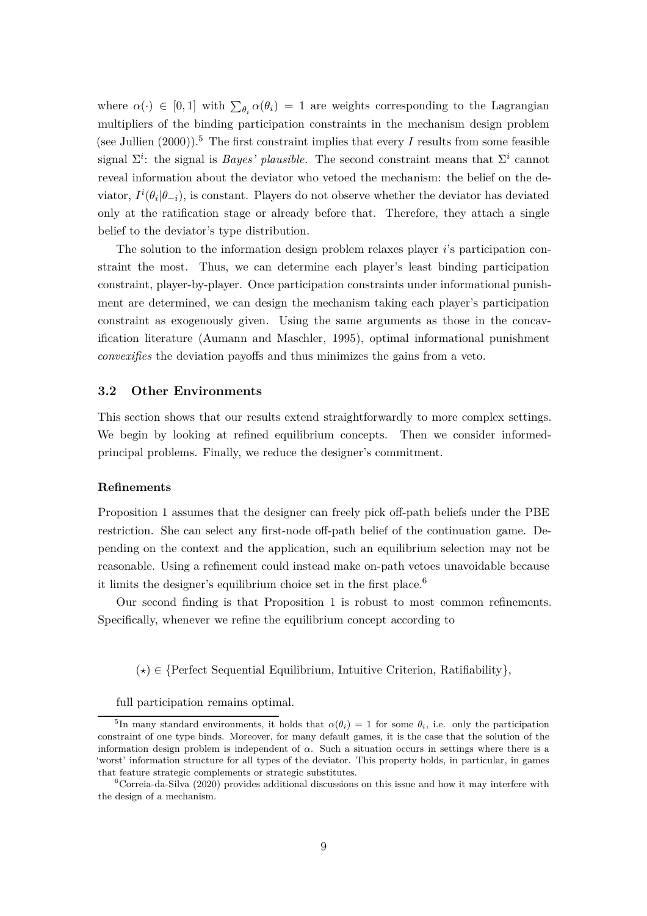where $\alpha(\cdot) \in [0,1]$ with $\sum_{\theta_i} \alpha(\theta_i) = 1$ are weights corresponding to the Lagrangian multipliers of the binding participation constraints in the mechanism design problem (see Jullien (2000)).[5] The first constraint implies that every $I$ results from some feasible signal $\Sigma^i$: the signal is *Bayes' plausible.* The second constraint means that $\Sigma^i$ cannot reveal information about the deviator who vetoed the mechanism: the belief on the deviator, $I^i(\theta_i|\theta_{-i})$, is constant. Players do not observe whether the deviator has deviated only at the ratification stage or already before that. Therefore, they attach a single belief to the deviator's type distribution.

The solution to the information design problem relaxes player $i$'s participation constraint the most. Thus, we can determine each player's least binding participation constraint, player-by-player. Once participation constraints under informational punishment are determined, we can design the mechanism taking each player's participation constraint as exogenously given. Using the same arguments as those in the concavification literature (Aumann and Maschler, 1995), optimal informational punishment *convexifies* the deviation payoffs and thus minimizes the gains from a veto.

### 3.2 Other Environments

This section shows that our results extend straightforwardly to more complex settings. We begin by looking at refined equilibrium concepts. Then we consider informed-principal problems. Finally, we reduce the designer's commitment.

**Refinements**

Proposition 1 assumes that the designer can freely pick off-path beliefs under the PBE restriction. She can select any first-node off-path belief of the continuation game. Depending on the context and the application, such an equilibrium selection may not be reasonable. Using a refinement could instead make on-path vetoes unavoidable because it limits the designer's equilibrium choice set in the first place.[6]

Our second finding is that Proposition 1 is robust to most common refinements. Specifically, whenever we refine the equilibrium concept according to

$$(\star) \in \{\text{Perfect Sequential Equilibrium, Intuitive Criterion, Ratifiability}\},$$

full participation remains optimal.

[5] In many standard environments, it holds that $\alpha(\theta_i) = 1$ for some $\theta_i$, i.e. only the participation constraint of one type binds. Moreover, for many default games, it is the case that the solution of the information design problem is independent of $\alpha$. Such a situation occurs in settings where there is a 'worst' information structure for all types of the deviator. This property holds, in particular, in games that feature strategic complements or strategic substitutes.

[6] Correia-da-Silva (2020) provides additional discussions on this issue and how it may interfere with the design of a mechanism.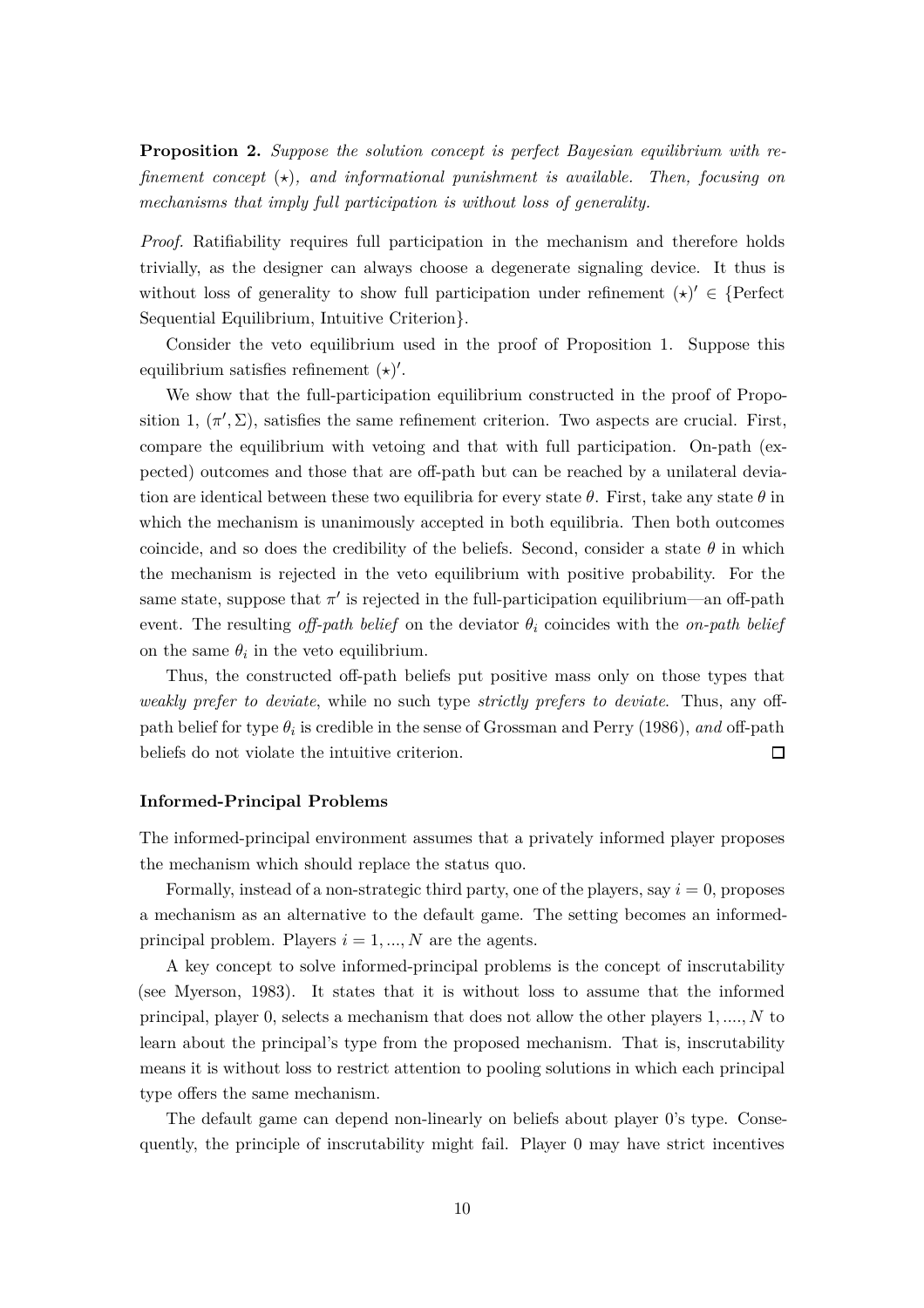**Proposition 2.** *Suppose the solution concept is perfect Bayesian equilibrium with refinement concept $(\star)$, and informational punishment is available. Then, focusing on mechanisms that imply full participation is without loss of generality.*

*Proof.* Ratifiability requires full participation in the mechanism and therefore holds trivially, as the designer can always choose a degenerate signaling device. It thus is without loss of generality to show full participation under refinement $(\star)' \in$ {Perfect Sequential Equilibrium, Intuitive Criterion}.

Consider the veto equilibrium used in the proof of Proposition 1. Suppose this equilibrium satisfies refinement $(\star)'$.

We show that the full-participation equilibrium constructed in the proof of Proposition 1, $(\pi', \Sigma)$, satisfies the same refinement criterion. Two aspects are crucial. First, compare the equilibrium with vetoing and that with full participation. On-path (expected) outcomes and those that are off-path but can be reached by a unilateral deviation are identical between these two equilibria for every state $\theta$. First, take any state $\theta$ in which the mechanism is unanimously accepted in both equilibria. Then both outcomes coincide, and so does the credibility of the beliefs. Second, consider a state $\theta$ in which the mechanism is rejected in the veto equilibrium with positive probability. For the same state, suppose that $\pi'$ is rejected in the full-participation equilibrium—an off-path event. The resulting *off-path belief* on the deviator $\theta_i$ coincides with the *on-path belief* on the same $\theta_i$ in the veto equilibrium.

Thus, the constructed off-path beliefs put positive mass only on those types that *weakly prefer to deviate*, while no such type *strictly prefers to deviate*. Thus, any off-path belief for type $\theta_i$ is credible in the sense of Grossman and Perry (1986), *and* off-path beliefs do not violate the intuitive criterion. □

**Informed-Principal Problems**

The informed-principal environment assumes that a privately informed player proposes the mechanism which should replace the status quo.

Formally, instead of a non-strategic third party, one of the players, say $i = 0$, proposes a mechanism as an alternative to the default game. The setting becomes an informed-principal problem. Players $i = 1, ..., N$ are the agents.

A key concept to solve informed-principal problems is the concept of inscrutability (see Myerson, 1983). It states that it is without loss to assume that the informed principal, player 0, selects a mechanism that does not allow the other players $1, ...., N$ to learn about the principal's type from the proposed mechanism. That is, inscrutability means it is without loss to restrict attention to pooling solutions in which each principal type offers the same mechanism.

The default game can depend non-linearly on beliefs about player 0's type. Consequently, the principle of inscrutability might fail. Player 0 may have strict incentives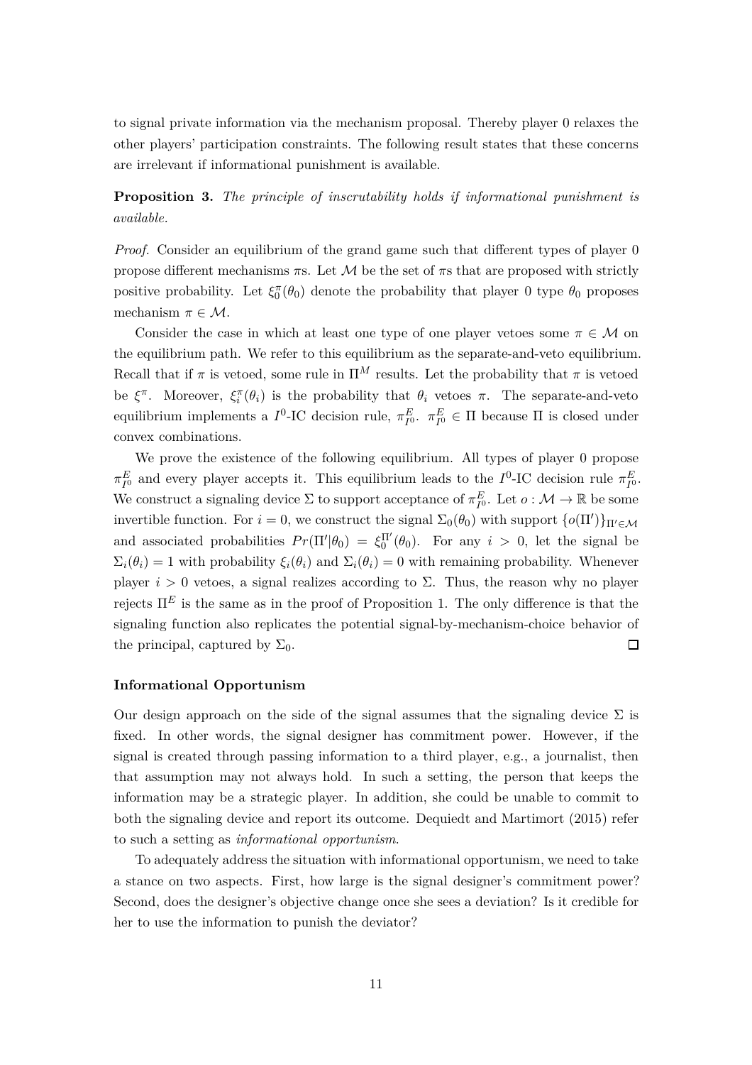to signal private information via the mechanism proposal. Thereby player 0 relaxes the other players' participation constraints. The following result states that these concerns are irrelevant if informational punishment is available.

**Proposition 3.** *The principle of inscrutability holds if informational punishment is available.*

*Proof.* Consider an equilibrium of the grand game such that different types of player 0 propose different mechanisms $\pi$s. Let $\mathcal{M}$ be the set of $\pi$s that are proposed with strictly positive probability. Let $\xi_0^\pi(\theta_0)$ denote the probability that player 0 type $\theta_0$ proposes mechanism $\pi \in \mathcal{M}$.

Consider the case in which at least one type of one player vetoes some $\pi \in \mathcal{M}$ on the equilibrium path. We refer to this equilibrium as the separate-and-veto equilibrium. Recall that if $\pi$ is vetoed, some rule in $\Pi^M$ results. Let the probability that $\pi$ is vetoed be $\xi^\pi$. Moreover, $\xi_i^\pi(\theta_i)$ is the probability that $\theta_i$ vetoes $\pi$. The separate-and-veto equilibrium implements a $I^0$-IC decision rule, $\pi_{I^0}^E$. $\pi_{I^0}^E \in \Pi$ because $\Pi$ is closed under convex combinations.

We prove the existence of the following equilibrium. All types of player 0 propose $\pi_{I^0}^E$ and every player accepts it. This equilibrium leads to the $I^0$-IC decision rule $\pi_{I^0}^E$. We construct a signaling device $\Sigma$ to support acceptance of $\pi_{I^0}^E$. Let $o : \mathcal{M} \to \mathbb{R}$ be some invertible function. For $i = 0$, we construct the signal $\Sigma_0(\theta_0)$ with support $\{o(\Pi')\}_{\Pi' \in \mathcal{M}}$ and associated probabilities $Pr(\Pi'|\theta_0) = \xi_0^{\Pi'}(\theta_0)$. For any $i > 0$, let the signal be $\Sigma_i(\theta_i) = 1$ with probability $\xi_i(\theta_i)$ and $\Sigma_i(\theta_i) = 0$ with remaining probability. Whenever player $i > 0$ vetoes, a signal realizes according to $\Sigma$. Thus, the reason why no player rejects $\Pi^E$ is the same as in the proof of Proposition 1. The only difference is that the signaling function also replicates the potential signal-by-mechanism-choice behavior of the principal, captured by $\Sigma_0$. □

### Informational Opportunism

Our design approach on the side of the signal assumes that the signaling device $\Sigma$ is fixed. In other words, the signal designer has commitment power. However, if the signal is created through passing information to a third player, e.g., a journalist, then that assumption may not always hold. In such a setting, the person that keeps the information may be a strategic player. In addition, she could be unable to commit to both the signaling device and report its outcome. Dequiedt and Martimort (2015) refer to such a setting as *informational opportunism*.

To adequately address the situation with informational opportunism, we need to take a stance on two aspects. First, how large is the signal designer's commitment power? Second, does the designer's objective change once she sees a deviation? Is it credible for her to use the information to punish the deviator?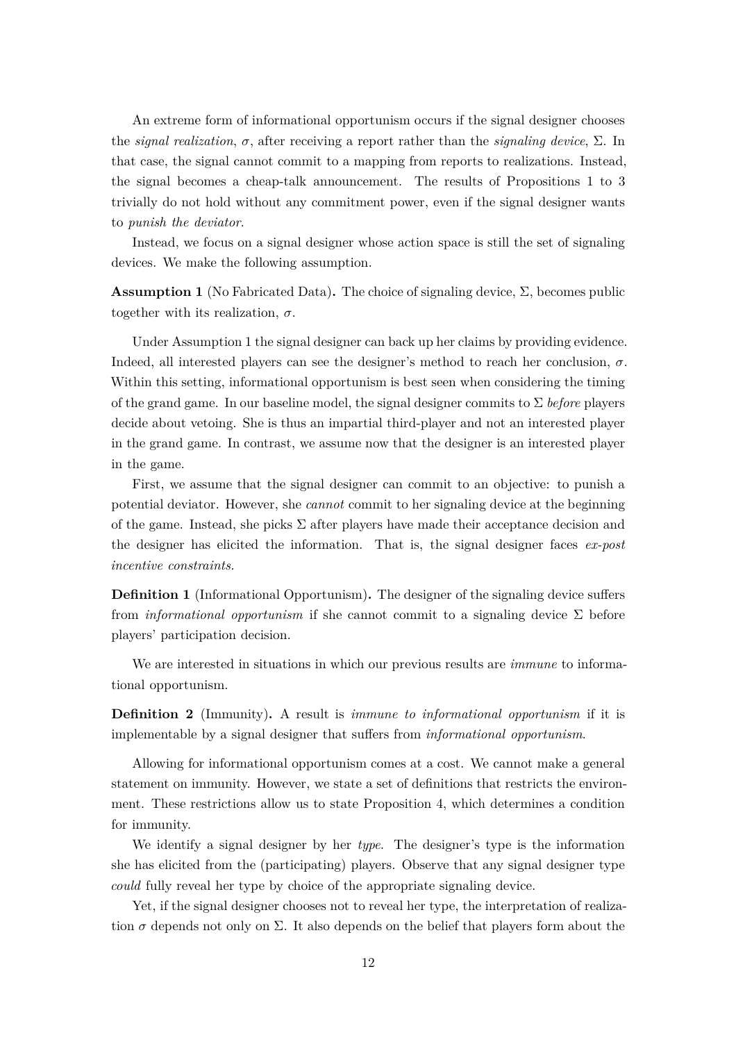An extreme form of informational opportunism occurs if the signal designer chooses the *signal realization*, $\sigma$, after receiving a report rather than the *signaling device*, $\Sigma$. In that case, the signal cannot commit to a mapping from reports to realizations. Instead, the signal becomes a cheap-talk announcement. The results of Propositions 1 to 3 trivially do not hold without any commitment power, even if the signal designer wants to *punish the deviator*.

Instead, we focus on a signal designer whose action space is still the set of signaling devices. We make the following assumption.

**Assumption 1** (No Fabricated Data)**.** The choice of signaling device, $\Sigma$, becomes public together with its realization, $\sigma$.

Under Assumption 1 the signal designer can back up her claims by providing evidence. Indeed, all interested players can see the designer's method to reach her conclusion, $\sigma$. Within this setting, informational opportunism is best seen when considering the timing of the grand game. In our baseline model, the signal designer commits to $\Sigma$ *before* players decide about vetoing. She is thus an impartial third-player and not an interested player in the grand game. In contrast, we assume now that the designer is an interested player in the game.

First, we assume that the signal designer can commit to an objective: to punish a potential deviator. However, she *cannot* commit to her signaling device at the beginning of the game. Instead, she picks $\Sigma$ after players have made their acceptance decision and the designer has elicited the information. That is, the signal designer faces *ex-post incentive constraints.*

**Definition 1** (Informational Opportunism)**.** The designer of the signaling device suffers from *informational opportunism* if she cannot commit to a signaling device $\Sigma$ before players' participation decision.

We are interested in situations in which our previous results are *immune* to informational opportunism.

**Definition 2** (Immunity)**.** A result is *immune to informational opportunism* if it is implementable by a signal designer that suffers from *informational opportunism*.

Allowing for informational opportunism comes at a cost. We cannot make a general statement on immunity. However, we state a set of definitions that restricts the environment. These restrictions allow us to state Proposition 4, which determines a condition for immunity.

We identify a signal designer by her *type*. The designer's type is the information she has elicited from the (participating) players. Observe that any signal designer type *could* fully reveal her type by choice of the appropriate signaling device.

Yet, if the signal designer chooses not to reveal her type, the interpretation of realization $\sigma$ depends not only on $\Sigma$. It also depends on the belief that players form about the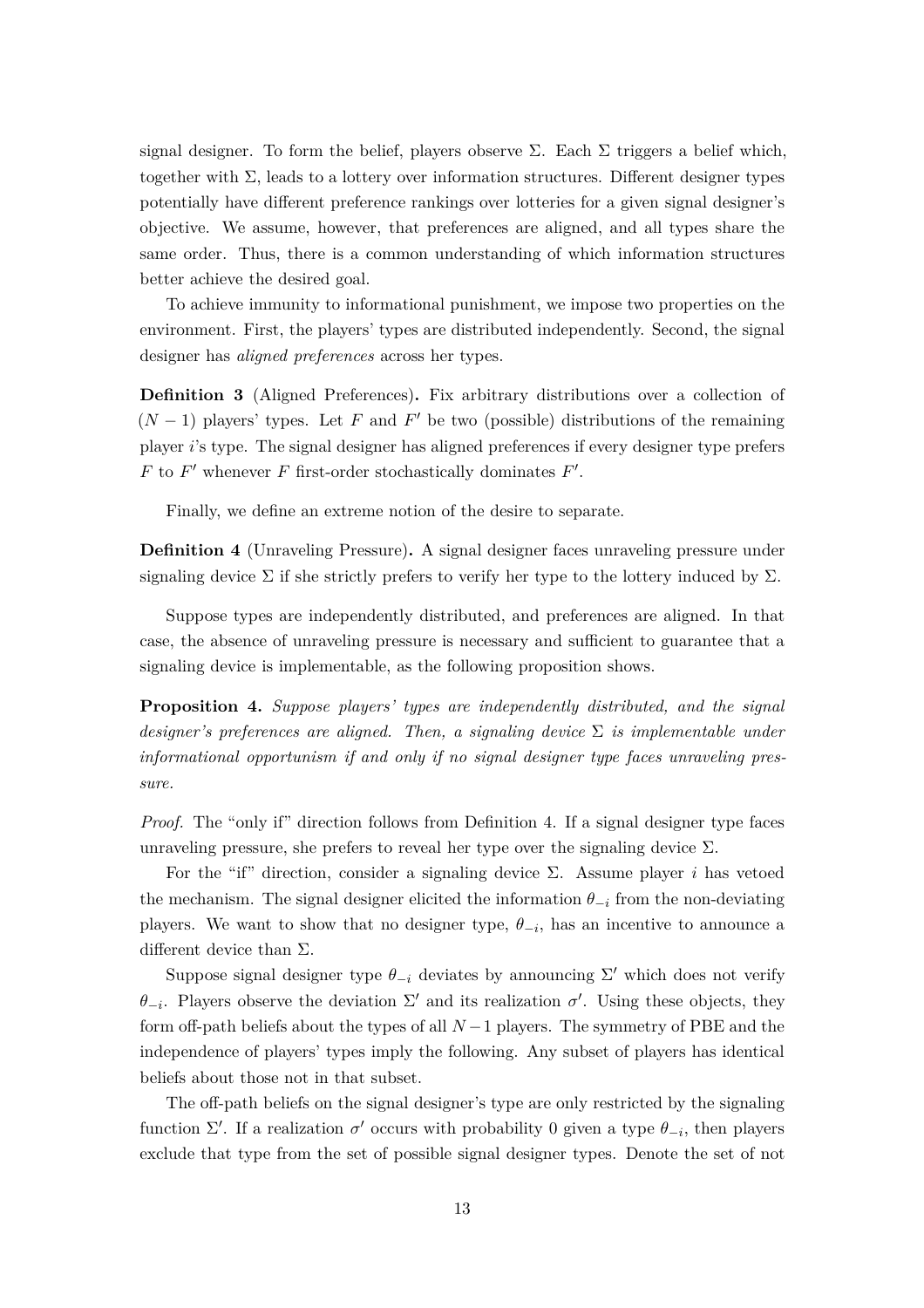signal designer. To form the belief, players observe $\Sigma$. Each $\Sigma$ triggers a belief which, together with $\Sigma$, leads to a lottery over information structures. Different designer types potentially have different preference rankings over lotteries for a given signal designer's objective. We assume, however, that preferences are aligned, and all types share the same order. Thus, there is a common understanding of which information structures better achieve the desired goal.

To achieve immunity to informational punishment, we impose two properties on the environment. First, the players' types are distributed independently. Second, the signal designer has *aligned preferences* across her types.

**Definition 3** (Aligned Preferences)**.** Fix arbitrary distributions over a collection of $(N-1)$ players' types. Let $F$ and $F'$ be two (possible) distributions of the remaining player $i$'s type. The signal designer has aligned preferences if every designer type prefers $F$ to $F'$ whenever $F$ first-order stochastically dominates $F'$.

Finally, we define an extreme notion of the desire to separate.

**Definition 4** (Unraveling Pressure)**.** A signal designer faces unraveling pressure under signaling device $\Sigma$ if she strictly prefers to verify her type to the lottery induced by $\Sigma$.

Suppose types are independently distributed, and preferences are aligned. In that case, the absence of unraveling pressure is necessary and sufficient to guarantee that a signaling device is implementable, as the following proposition shows.

**Proposition 4.** *Suppose players' types are independently distributed, and the signal designer's preferences are aligned. Then, a signaling device $\Sigma$ is implementable under informational opportunism if and only if no signal designer type faces unraveling pressure.*

*Proof.* The "only if" direction follows from Definition 4. If a signal designer type faces unraveling pressure, she prefers to reveal her type over the signaling device $\Sigma$.

For the "if" direction, consider a signaling device $\Sigma$. Assume player $i$ has vetoed the mechanism. The signal designer elicited the information $\theta_{-i}$ from the non-deviating players. We want to show that no designer type, $\theta_{-i}$, has an incentive to announce a different device than $\Sigma$.

Suppose signal designer type $\theta_{-i}$ deviates by announcing $\Sigma'$ which does not verify $\theta_{-i}$. Players observe the deviation $\Sigma'$ and its realization $\sigma'$. Using these objects, they form off-path beliefs about the types of all $N-1$ players. The symmetry of PBE and the independence of players' types imply the following. Any subset of players has identical beliefs about those not in that subset.

The off-path beliefs on the signal designer's type are only restricted by the signaling function $\Sigma'$. If a realization $\sigma'$ occurs with probability 0 given a type $\theta_{-i}$, then players exclude that type from the set of possible signal designer types. Denote the set of not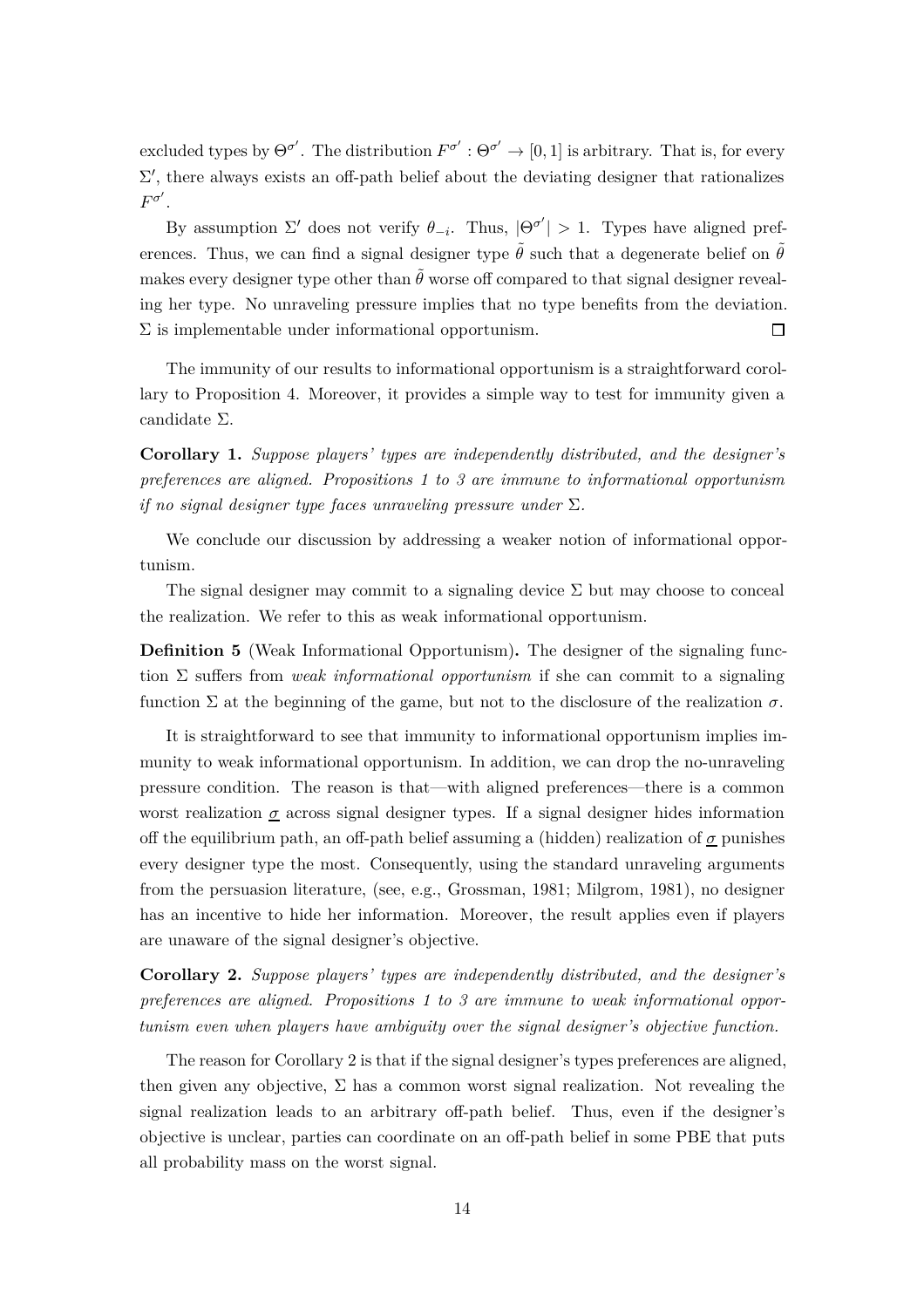excluded types by $\Theta^{\sigma'}$. The distribution $F^{\sigma'} : \Theta^{\sigma'} \to [0,1]$ is arbitrary. That is, for every $\Sigma'$, there always exists an off-path belief about the deviating designer that rationalizes $F^{\sigma'}$.

By assumption $\Sigma'$ does not verify $\theta_{-i}$. Thus, $|\Theta^{\sigma'}| > 1$. Types have aligned preferences. Thus, we can find a signal designer type $\tilde{\theta}$ such that a degenerate belief on $\tilde{\theta}$ makes every designer type other than $\tilde{\theta}$ worse off compared to that signal designer revealing her type. No unraveling pressure implies that no type benefits from the deviation. $\Sigma$ is implementable under informational opportunism. $\square$

The immunity of our results to informational opportunism is a straightforward corollary to Proposition 4. Moreover, it provides a simple way to test for immunity given a candidate $\Sigma$.

**Corollary 1.** *Suppose players' types are independently distributed, and the designer's preferences are aligned. Propositions 1 to 3 are immune to informational opportunism if no signal designer type faces unraveling pressure under* $\Sigma$.

We conclude our discussion by addressing a weaker notion of informational opportunism.

The signal designer may commit to a signaling device $\Sigma$ but may choose to conceal the realization. We refer to this as weak informational opportunism.

**Definition 5** (Weak Informational Opportunism)**.** The designer of the signaling function $\Sigma$ suffers from *weak informational opportunism* if she can commit to a signaling function $\Sigma$ at the beginning of the game, but not to the disclosure of the realization $\sigma$.

It is straightforward to see that immunity to informational opportunism implies immunity to weak informational opportunism. In addition, we can drop the no-unraveling pressure condition. The reason is that—with aligned preferences—there is a common worst realization $\underline{\sigma}$ across signal designer types. If a signal designer hides information off the equilibrium path, an off-path belief assuming a (hidden) realization of $\underline{\sigma}$ punishes every designer type the most. Consequently, using the standard unraveling arguments from the persuasion literature, (see, e.g., Grossman, 1981; Milgrom, 1981), no designer has an incentive to hide her information. Moreover, the result applies even if players are unaware of the signal designer's objective.

**Corollary 2.** *Suppose players' types are independently distributed, and the designer's preferences are aligned. Propositions 1 to 3 are immune to weak informational opportunism even when players have ambiguity over the signal designer's objective function.*

The reason for Corollary 2 is that if the signal designer's types preferences are aligned, then given any objective, $\Sigma$ has a common worst signal realization. Not revealing the signal realization leads to an arbitrary off-path belief. Thus, even if the designer's objective is unclear, parties can coordinate on an off-path belief in some PBE that puts all probability mass on the worst signal.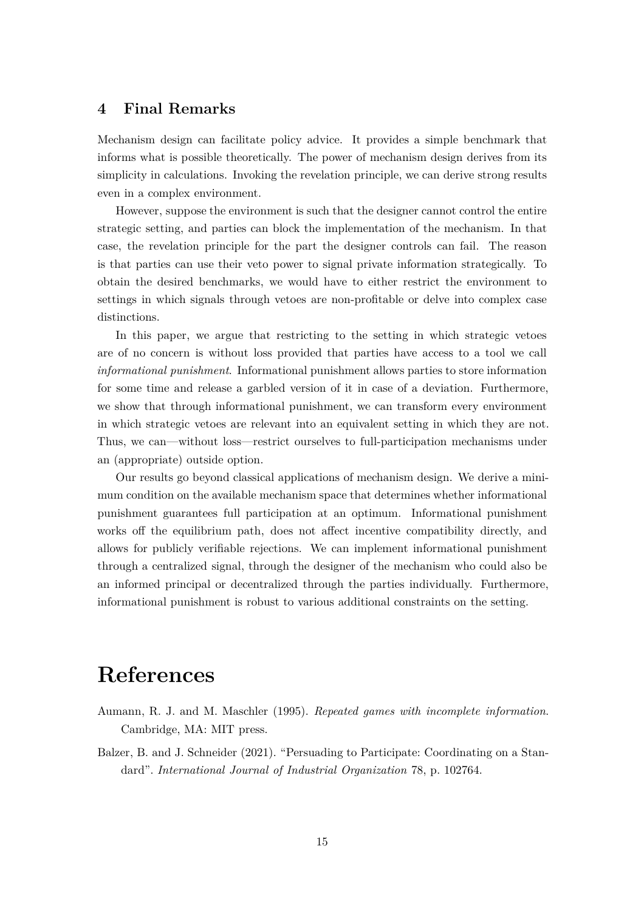## 4 Final Remarks

Mechanism design can facilitate policy advice. It provides a simple benchmark that informs what is possible theoretically. The power of mechanism design derives from its simplicity in calculations. Invoking the revelation principle, we can derive strong results even in a complex environment.

However, suppose the environment is such that the designer cannot control the entire strategic setting, and parties can block the implementation of the mechanism. In that case, the revelation principle for the part the designer controls can fail. The reason is that parties can use their veto power to signal private information strategically. To obtain the desired benchmarks, we would have to either restrict the environment to settings in which signals through vetoes are non-profitable or delve into complex case distinctions.

In this paper, we argue that restricting to the setting in which strategic vetoes are of no concern is without loss provided that parties have access to a tool we call *informational punishment*. Informational punishment allows parties to store information for some time and release a garbled version of it in case of a deviation. Furthermore, we show that through informational punishment, we can transform every environment in which strategic vetoes are relevant into an equivalent setting in which they are not. Thus, we can—without loss—restrict ourselves to full-participation mechanisms under an (appropriate) outside option.

Our results go beyond classical applications of mechanism design. We derive a minimum condition on the available mechanism space that determines whether informational punishment guarantees full participation at an optimum. Informational punishment works off the equilibrium path, does not affect incentive compatibility directly, and allows for publicly verifiable rejections. We can implement informational punishment through a centralized signal, through the designer of the mechanism who could also be an informed principal or decentralized through the parties individually. Furthermore, informational punishment is robust to various additional constraints on the setting.

# References

Aumann, R. J. and M. Maschler (1995). *Repeated games with incomplete information*. Cambridge, MA: MIT press.

Balzer, B. and J. Schneider (2021). "Persuading to Participate: Coordinating on a Standard". *International Journal of Industrial Organization* 78, p. 102764.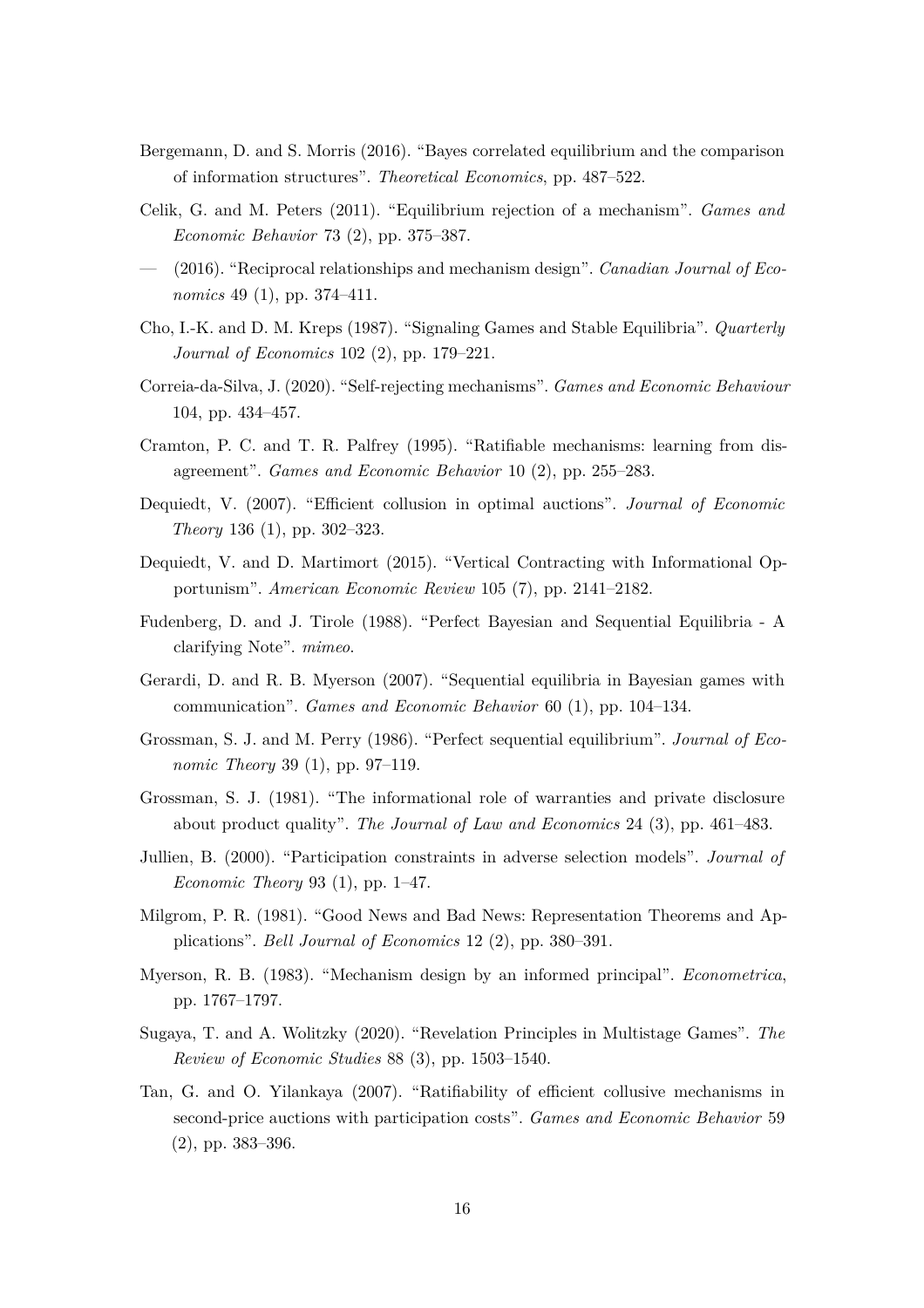Bergemann, D. and S. Morris (2016). "Bayes correlated equilibrium and the comparison of information structures". *Theoretical Economics*, pp. 487–522.

Celik, G. and M. Peters (2011). "Equilibrium rejection of a mechanism". *Games and Economic Behavior* 73 (2), pp. 375–387.

— (2016). "Reciprocal relationships and mechanism design". *Canadian Journal of Economics* 49 (1), pp. 374–411.

Cho, I.-K. and D. M. Kreps (1987). "Signaling Games and Stable Equilibria". *Quarterly Journal of Economics* 102 (2), pp. 179–221.

Correia-da-Silva, J. (2020). "Self-rejecting mechanisms". *Games and Economic Behaviour* 104, pp. 434–457.

Cramton, P. C. and T. R. Palfrey (1995). "Ratifiable mechanisms: learning from disagreement". *Games and Economic Behavior* 10 (2), pp. 255–283.

Dequiedt, V. (2007). "Efficient collusion in optimal auctions". *Journal of Economic Theory* 136 (1), pp. 302–323.

Dequiedt, V. and D. Martimort (2015). "Vertical Contracting with Informational Opportunism". *American Economic Review* 105 (7), pp. 2141–2182.

Fudenberg, D. and J. Tirole (1988). "Perfect Bayesian and Sequential Equilibria - A clarifying Note". *mimeo*.

Gerardi, D. and R. B. Myerson (2007). "Sequential equilibria in Bayesian games with communication". *Games and Economic Behavior* 60 (1), pp. 104–134.

Grossman, S. J. and M. Perry (1986). "Perfect sequential equilibrium". *Journal of Economic Theory* 39 (1), pp. 97–119.

Grossman, S. J. (1981). "The informational role of warranties and private disclosure about product quality". *The Journal of Law and Economics* 24 (3), pp. 461–483.

Jullien, B. (2000). "Participation constraints in adverse selection models". *Journal of Economic Theory* 93 (1), pp. 1–47.

Milgrom, P. R. (1981). "Good News and Bad News: Representation Theorems and Applications". *Bell Journal of Economics* 12 (2), pp. 380–391.

Myerson, R. B. (1983). "Mechanism design by an informed principal". *Econometrica*, pp. 1767–1797.

Sugaya, T. and A. Wolitzky (2020). "Revelation Principles in Multistage Games". *The Review of Economic Studies* 88 (3), pp. 1503–1540.

Tan, G. and O. Yilankaya (2007). "Ratifiability of efficient collusive mechanisms in second-price auctions with participation costs". *Games and Economic Behavior* 59 (2), pp. 383–396.